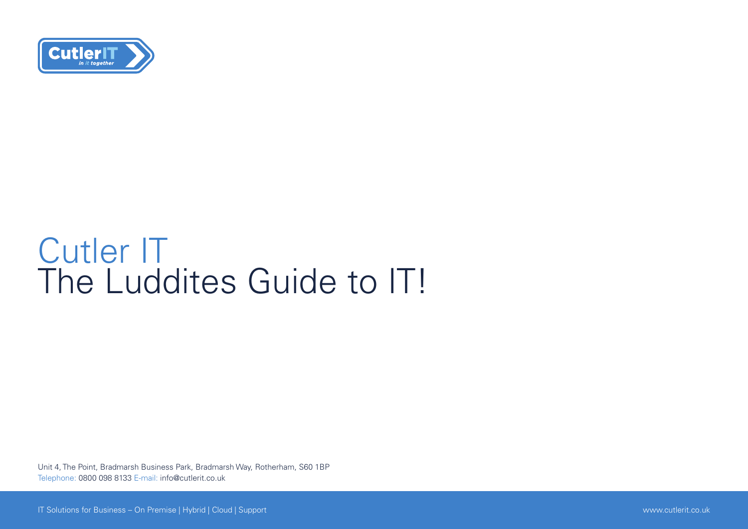# Cutler IT
# The Luddites Guide to IT!

Unit 4, The Point, Bradmarsh Business Park, Bradmarsh Way, Rotherham, S60 1BP
Telephone: 0800 098 8133 E-mail: info@cutlerit.co.uk

IT Solutions for Business – On Premise | Hybrid | Cloud | Support

www.cutlerit.co.uk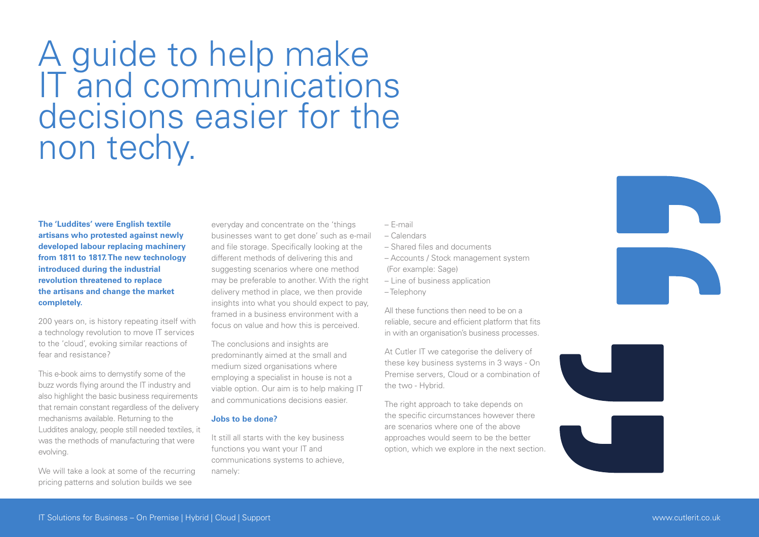# A guide to help make IT and communications decisions easier for the non techy.

**The 'Luddites' were English textile artisans who protested against newly developed labour replacing machinery from 1811 to 1817. The new technology introduced during the industrial revolution threatened to replace the artisans and change the market completely.**

200 years on, is history repeating itself with a technology revolution to move IT services to the 'cloud', evoking similar reactions of fear and resistance?

This e-book aims to demystify some of the buzz words flying around the IT industry and also highlight the basic business requirements that remain constant regardless of the delivery mechanisms available. Returning to the Luddites analogy, people still needed textiles, it was the methods of manufacturing that were evolving.

We will take a look at some of the recurring pricing patterns and solution builds we see everyday and concentrate on the 'things businesses want to get done' such as e-mail and file storage. Specifically looking at the different methods of delivering this and suggesting scenarios where one method may be preferable to another. With the right delivery method in place, we then provide insights into what you should expect to pay, framed in a business environment with a focus on value and how this is perceived.

The conclusions and insights are predominantly aimed at the small and medium sized organisations where employing a specialist in house is not a viable option. Our aim is to help making IT and communications decisions easier.

### Jobs to be done?

It still all starts with the key business functions you want your IT and communications systems to achieve, namely:

- E-mail
- Calendars
- Shared files and documents
- Accounts / Stock management system (For example: Sage)
- Line of business application
- Telephony

All these functions then need to be on a reliable, secure and efficient platform that fits in with an organisation's business processes.

At Cutler IT we categorise the delivery of these key business systems in 3 ways - On Premise servers, Cloud or a combination of the two - Hybrid.

The right approach to take depends on the specific circumstances however there are scenarios where one of the above approaches would seem to be the better option, which we explore in the next section.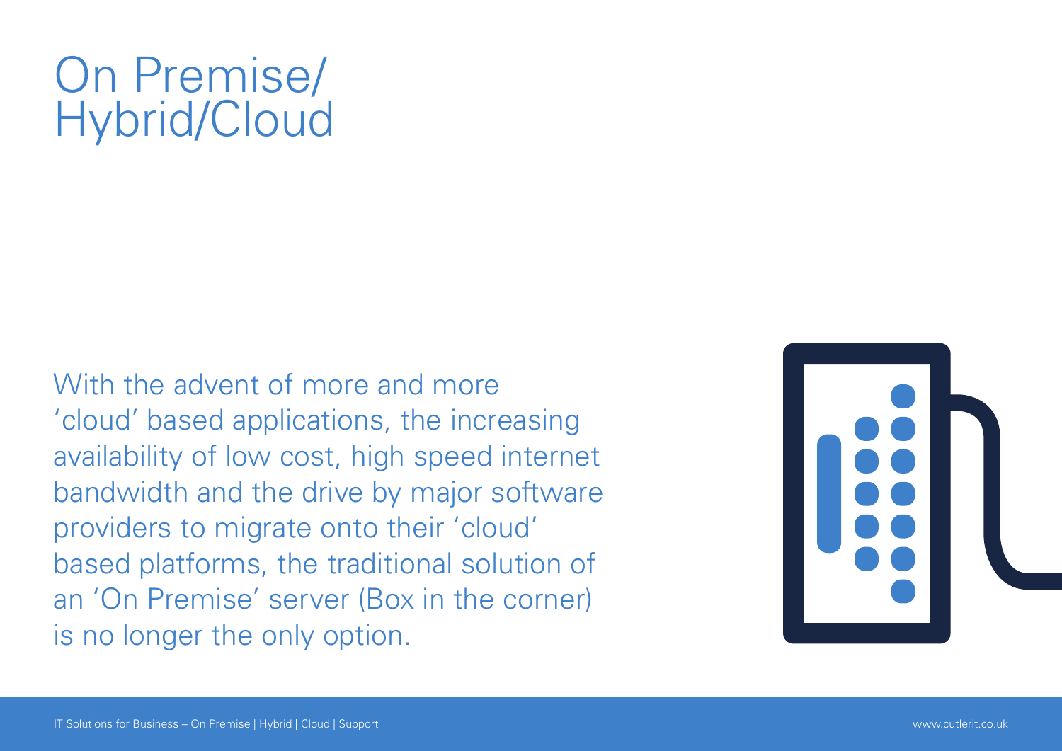# On Premise/ Hybrid/Cloud

With the advent of more and more 'cloud' based applications, the increasing availability of low cost, high speed internet bandwidth and the drive by major software providers to migrate onto their 'cloud' based platforms, the traditional solution of an 'On Premise' server (Box in the corner) is no longer the only option.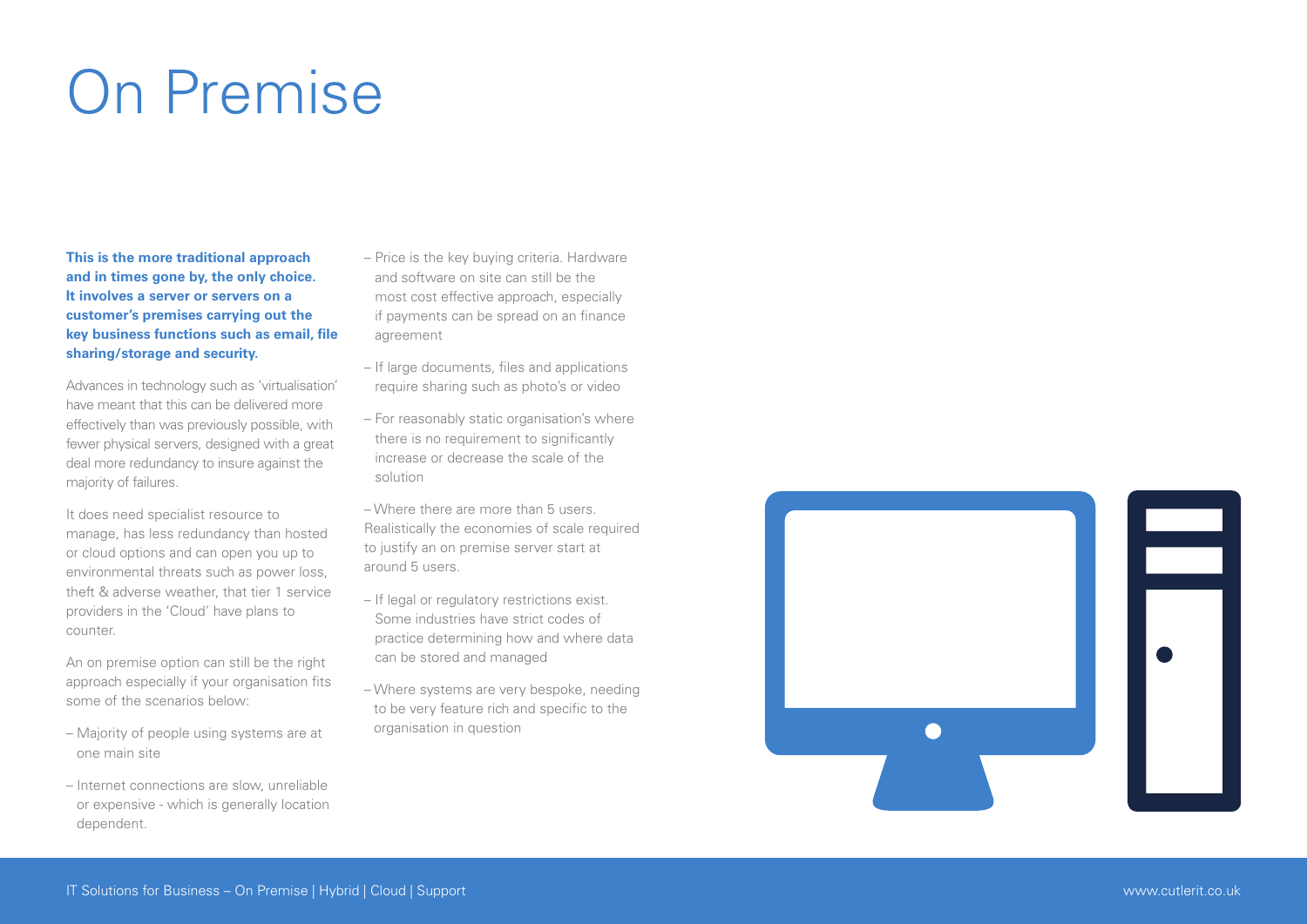# On Premise

**This is the more traditional approach and in times gone by, the only choice. It involves a server or servers on a customer's premises carrying out the key business functions such as email, file sharing/storage and security.**

Advances in technology such as 'virtualisation' have meant that this can be delivered more effectively than was previously possible, with fewer physical servers, designed with a great deal more redundancy to insure against the majority of failures.

It does need specialist resource to manage, has less redundancy than hosted or cloud options and can open you up to environmental threats such as power loss, theft & adverse weather, that tier 1 service providers in the 'Cloud' have plans to counter.

An on premise option can still be the right approach especially if your organisation fits some of the scenarios below:

- Majority of people using systems are at one main site
- Internet connections are slow, unreliable or expensive - which is generally location dependent.
- Price is the key buying criteria. Hardware and software on site can still be the most cost effective approach, especially if payments can be spread on an finance agreement
- If large documents, files and applications require sharing such as photo's or video
- For reasonably static organisation's where there is no requirement to significantly increase or decrease the scale of the solution
- Where there are more than 5 users. Realistically the economies of scale required to justify an on premise server start at around 5 users.
- If legal or regulatory restrictions exist. Some industries have strict codes of practice determining how and where data can be stored and managed
- Where systems are very bespoke, needing to be very feature rich and specific to the organisation in question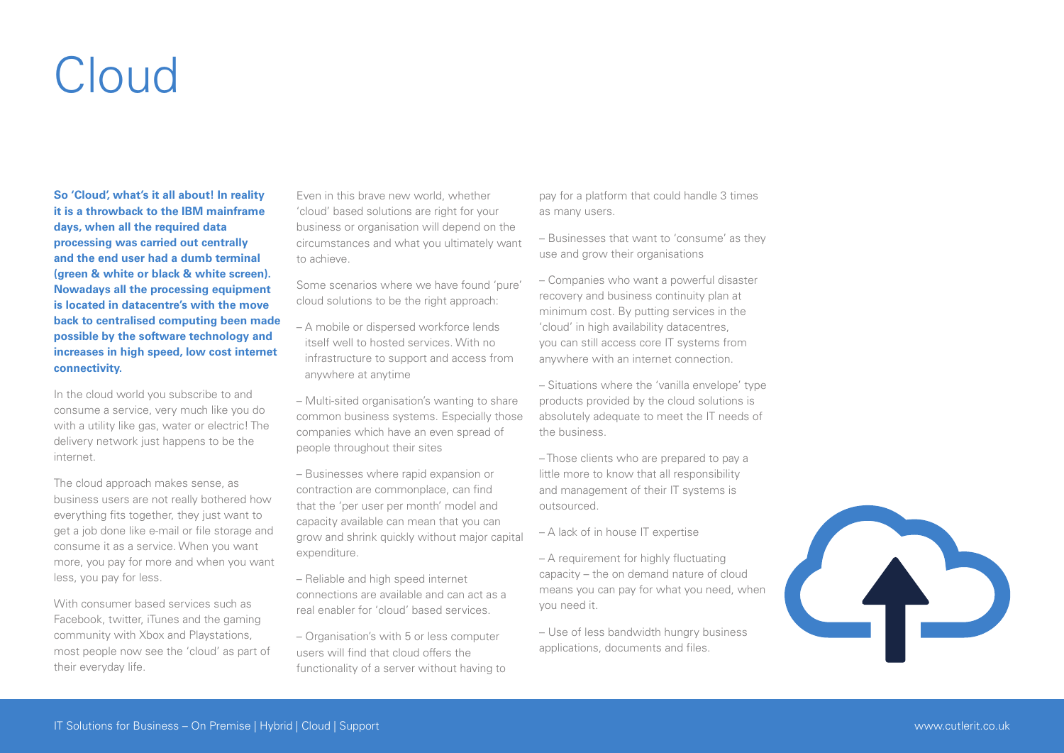# Cloud

**So 'Cloud', what's it all about! In reality it is a throwback to the IBM mainframe days, when all the required data processing was carried out centrally and the end user had a dumb terminal (green & white or black & white screen). Nowadays all the processing equipment is located in datacentre's with the move back to centralised computing been made possible by the software technology and increases in high speed, low cost internet connectivity.**

In the cloud world you subscribe to and consume a service, very much like you do with a utility like gas, water or electric! The delivery network just happens to be the internet.

The cloud approach makes sense, as business users are not really bothered how everything fits together, they just want to get a job done like e-mail or file storage and consume it as a service. When you want more, you pay for more and when you want less, you pay for less.

With consumer based services such as Facebook, twitter, iTunes and the gaming community with Xbox and Playstations, most people now see the 'cloud' as part of their everyday life.

Even in this brave new world, whether 'cloud' based solutions are right for your business or organisation will depend on the circumstances and what you ultimately want to achieve.

Some scenarios where we have found 'pure' cloud solutions to be the right approach:

- A mobile or dispersed workforce lends itself well to hosted services. With no infrastructure to support and access from anywhere at anytime
- Multi-sited organisation's wanting to share common business systems. Especially those companies which have an even spread of people throughout their sites
- Businesses where rapid expansion or contraction are commonplace, can find that the 'per user per month' model and capacity available can mean that you can grow and shrink quickly without major capital expenditure.
- Reliable and high speed internet connections are available and can act as a real enabler for 'cloud' based services.
- Organisation's with 5 or less computer users will find that cloud offers the functionality of a server without having to pay for a platform that could handle 3 times as many users.
- Businesses that want to 'consume' as they use and grow their organisations
- Companies who want a powerful disaster recovery and business continuity plan at minimum cost. By putting services in the 'cloud' in high availability datacentres, you can still access core IT systems from anywhere with an internet connection.
- Situations where the 'vanilla envelope' type products provided by the cloud solutions is absolutely adequate to meet the IT needs of the business.
- Those clients who are prepared to pay a little more to know that all responsibility and management of their IT systems is outsourced.
- A lack of in house IT expertise
- A requirement for highly fluctuating capacity – the on demand nature of cloud means you can pay for what you need, when you need it.
- Use of less bandwidth hungry business applications, documents and files.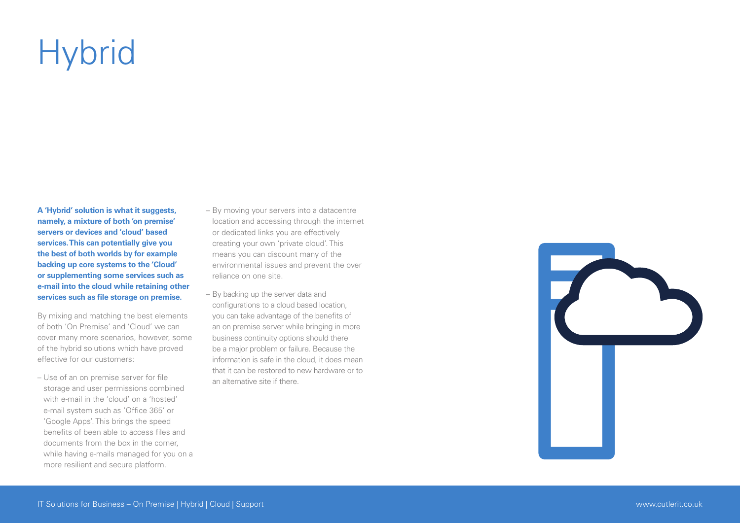# Hybrid

**A 'Hybrid' solution is what it suggests, namely, a mixture of both 'on premise' servers or devices and 'cloud' based services. This can potentially give you the best of both worlds by for example backing up core systems to the 'Cloud' or supplementing some services such as e-mail into the cloud while retaining other services such as file storage on premise.**

By mixing and matching the best elements of both 'On Premise' and 'Cloud' we can cover many more scenarios, however, some of the hybrid solutions which have proved effective for our customers:

- Use of an on premise server for file storage and user permissions combined with e-mail in the 'cloud' on a 'hosted' e-mail system such as 'Office 365' or 'Google Apps'. This brings the speed benefits of been able to access files and documents from the box in the corner, while having e-mails managed for you on a more resilient and secure platform.
- By moving your servers into a datacentre location and accessing through the internet or dedicated links you are effectively creating your own 'private cloud'. This means you can discount many of the environmental issues and prevent the over reliance on one site.
- By backing up the server data and configurations to a cloud based location, you can take advantage of the benefits of an on premise server while bringing in more business continuity options should there be a major problem or failure. Because the information is safe in the cloud, it does mean that it can be restored to new hardware or to an alternative site if there.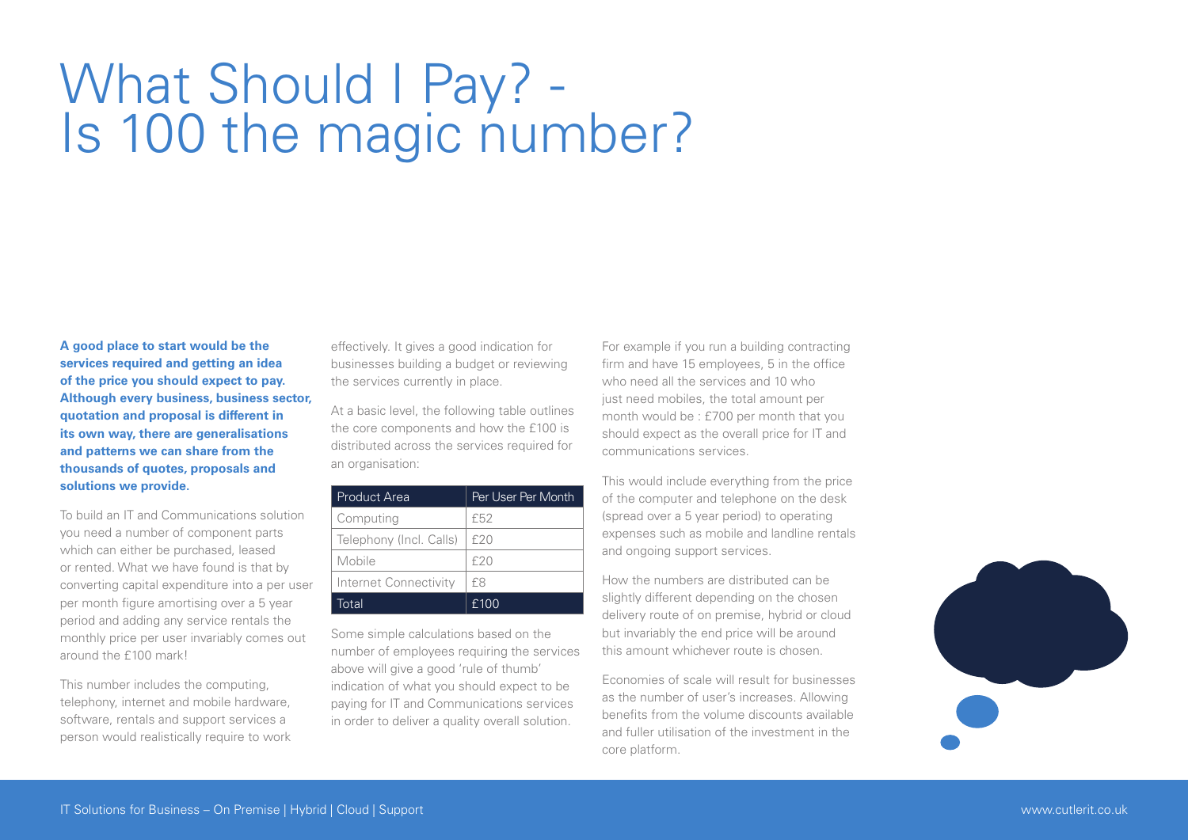# What Should I Pay? - Is 100 the magic number?

**A good place to start would be the services required and getting an idea of the price you should expect to pay. Although every business, business sector, quotation and proposal is different in its own way, there are generalisations and patterns we can share from the thousands of quotes, proposals and solutions we provide.**

To build an IT and Communications solution you need a number of component parts which can either be purchased, leased or rented. What we have found is that by converting capital expenditure into a per user per month figure amortising over a 5 year period and adding any service rentals the monthly price per user invariably comes out around the £100 mark!

This number includes the computing, telephony, internet and mobile hardware, software, rentals and support services a person would realistically require to work effectively. It gives a good indication for businesses building a budget or reviewing the services currently in place.

At a basic level, the following table outlines the core components and how the £100 is distributed across the services required for an organisation:

| Product Area | Per User Per Month |
| --- | --- |
| Computing | £52 |
| Telephony (Incl. Calls) | £20 |
| Mobile | £20 |
| Internet Connectivity | £8 |
| Total | £100 |

Some simple calculations based on the number of employees requiring the services above will give a good 'rule of thumb' indication of what you should expect to be paying for IT and Communications services in order to deliver a quality overall solution.

For example if you run a building contracting firm and have 15 employees, 5 in the office who need all the services and 10 who just need mobiles, the total amount per month would be : £700 per month that you should expect as the overall price for IT and communications services.

This would include everything from the price of the computer and telephone on the desk (spread over a 5 year period) to operating expenses such as mobile and landline rentals and ongoing support services.

How the numbers are distributed can be slightly different depending on the chosen delivery route of on premise, hybrid or cloud but invariably the end price will be around this amount whichever route is chosen.

Economies of scale will result for businesses as the number of user's increases. Allowing benefits from the volume discounts available and fuller utilisation of the investment in the core platform.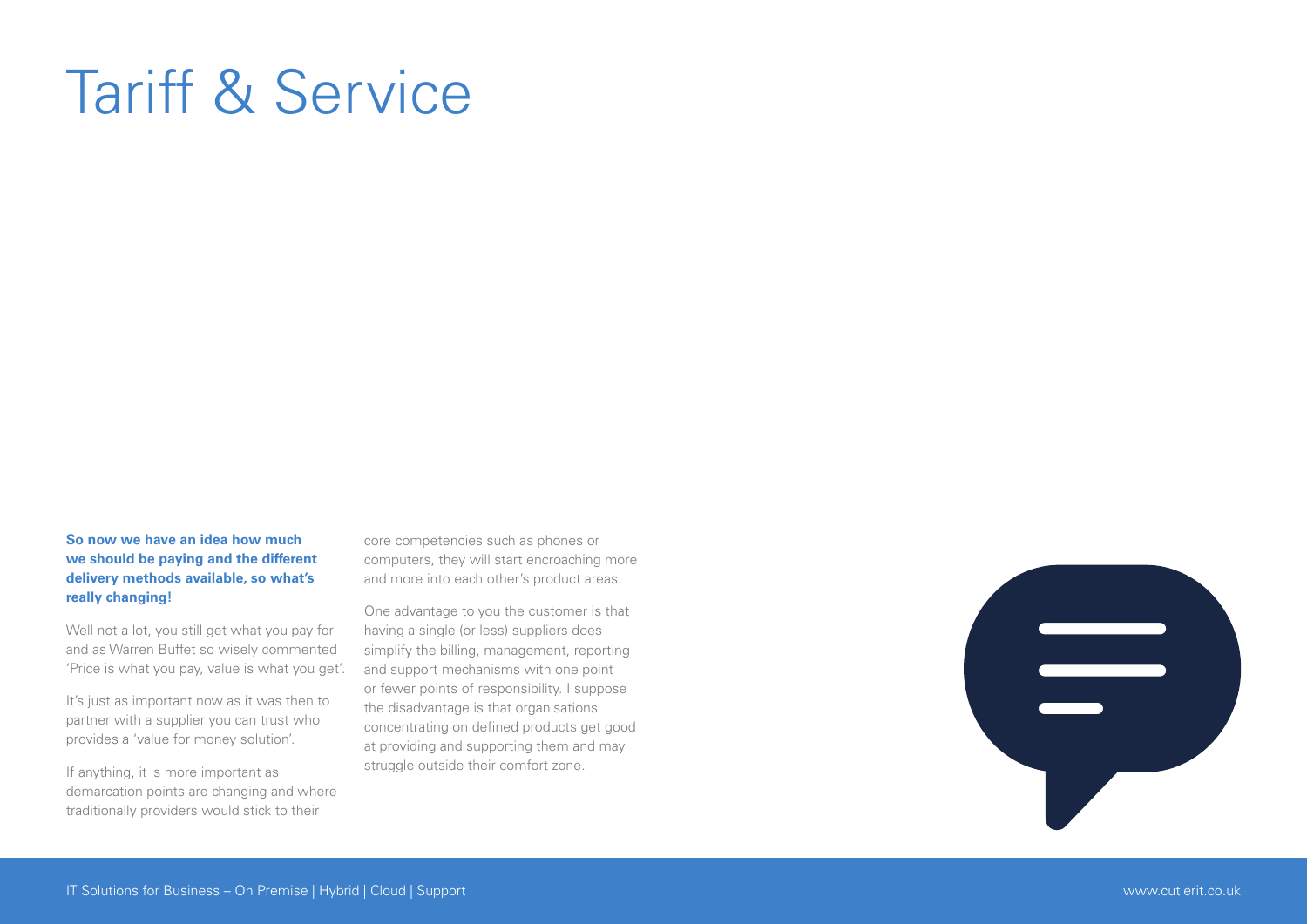# Tariff & Service

**So now we have an idea how much we should be paying and the different delivery methods available, so what's really changing!**

Well not a lot, you still get what you pay for and as Warren Buffet so wisely commented 'Price is what you pay, value is what you get'.

It's just as important now as it was then to partner with a supplier you can trust who provides a 'value for money solution'.

If anything, it is more important as demarcation points are changing and where traditionally providers would stick to their core competencies such as phones or computers, they will start encroaching more and more into each other's product areas.

One advantage to you the customer is that having a single (or less) suppliers does simplify the billing, management, reporting and support mechanisms with one point or fewer points of responsibility. I suppose the disadvantage is that organisations concentrating on defined products get good at providing and supporting them and may struggle outside their comfort zone.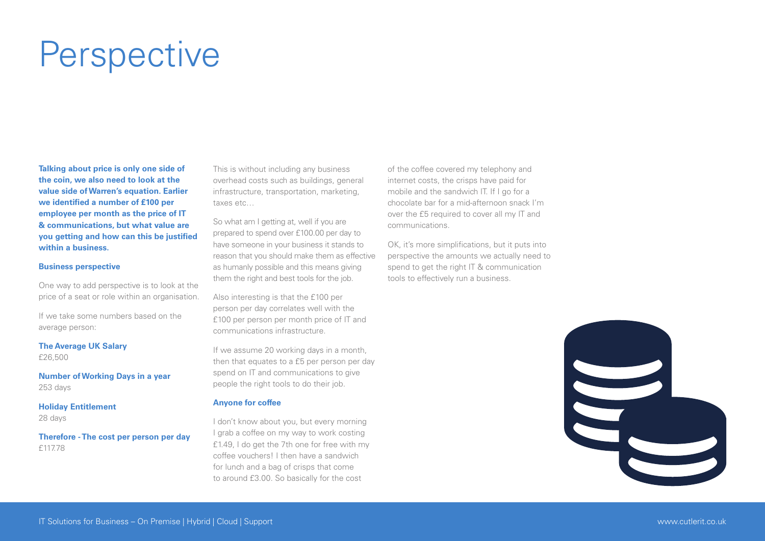# Perspective

**Talking about price is only one side of the coin, we also need to look at the value side of Warren's equation. Earlier we identified a number of £100 per employee per month as the price of IT & communications, but what value are you getting and how can this be justified within a business.**

### Business perspective

One way to add perspective is to look at the price of a seat or role within an organisation.

If we take some numbers based on the average person:

**The Average UK Salary**
£26,500

**Number of Working Days in a year**
253 days

**Holiday Entitlement**
28 days

**Therefore - The cost per person per day**
£117.78

This is without including any business overhead costs such as buildings, general infrastructure, transportation, marketing, taxes etc…

So what am I getting at, well if you are prepared to spend over £100.00 per day to have someone in your business it stands to reason that you should make them as effective as humanly possible and this means giving them the right and best tools for the job.

Also interesting is that the £100 per person per day correlates well with the £100 per person per month price of IT and communications infrastructure.

If we assume 20 working days in a month, then that equates to a £5 per person per day spend on IT and communications to give people the right tools to do their job.

### Anyone for coffee

I don't know about you, but every morning I grab a coffee on my way to work costing £1.49, I do get the 7th one for free with my coffee vouchers! I then have a sandwich for lunch and a bag of crisps that come to around £3.00. So basically for the cost of the coffee covered my telephony and internet costs, the crisps have paid for mobile and the sandwich IT. If I go for a chocolate bar for a mid-afternoon snack I'm over the £5 required to cover all my IT and communications.

OK, it's more simplifications, but it puts into perspective the amounts we actually need to spend to get the right IT & communication tools to effectively run a business.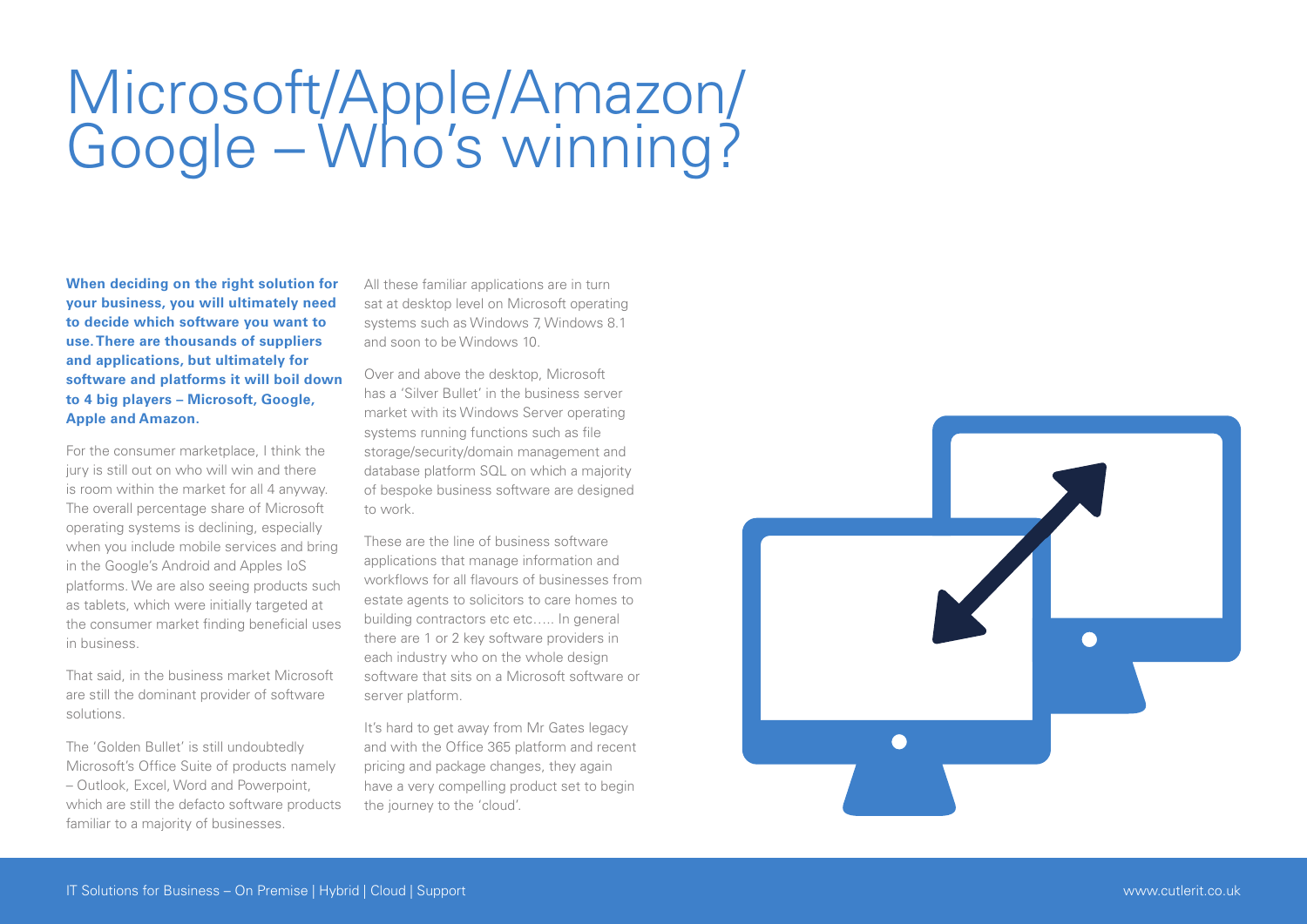# Microsoft/Apple/Amazon/ Google – Who's winning?

**When deciding on the right solution for your business, you will ultimately need to decide which software you want to use. There are thousands of suppliers and applications, but ultimately for software and platforms it will boil down to 4 big players – Microsoft, Google, Apple and Amazon.**

For the consumer marketplace, I think the jury is still out on who will win and there is room within the market for all 4 anyway. The overall percentage share of Microsoft operating systems is declining, especially when you include mobile services and bring in the Google's Android and Apples IoS platforms. We are also seeing products such as tablets, which were initially targeted at the consumer market finding beneficial uses in business.

That said, in the business market Microsoft are still the dominant provider of software solutions.

The 'Golden Bullet' is still undoubtedly Microsoft's Office Suite of products namely – Outlook, Excel, Word and Powerpoint, which are still the defacto software products familiar to a majority of businesses.

All these familiar applications are in turn sat at desktop level on Microsoft operating systems such as Windows 7, Windows 8.1 and soon to be Windows 10.

Over and above the desktop, Microsoft has a 'Silver Bullet' in the business server market with its Windows Server operating systems running functions such as file storage/security/domain management and database platform SQL on which a majority of bespoke business software are designed to work.

These are the line of business software applications that manage information and workflows for all flavours of businesses from estate agents to solicitors to care homes to building contractors etc etc….. In general there are 1 or 2 key software providers in each industry who on the whole design software that sits on a Microsoft software or server platform.

It's hard to get away from Mr Gates legacy and with the Office 365 platform and recent pricing and package changes, they again have a very compelling product set to begin the journey to the 'cloud'.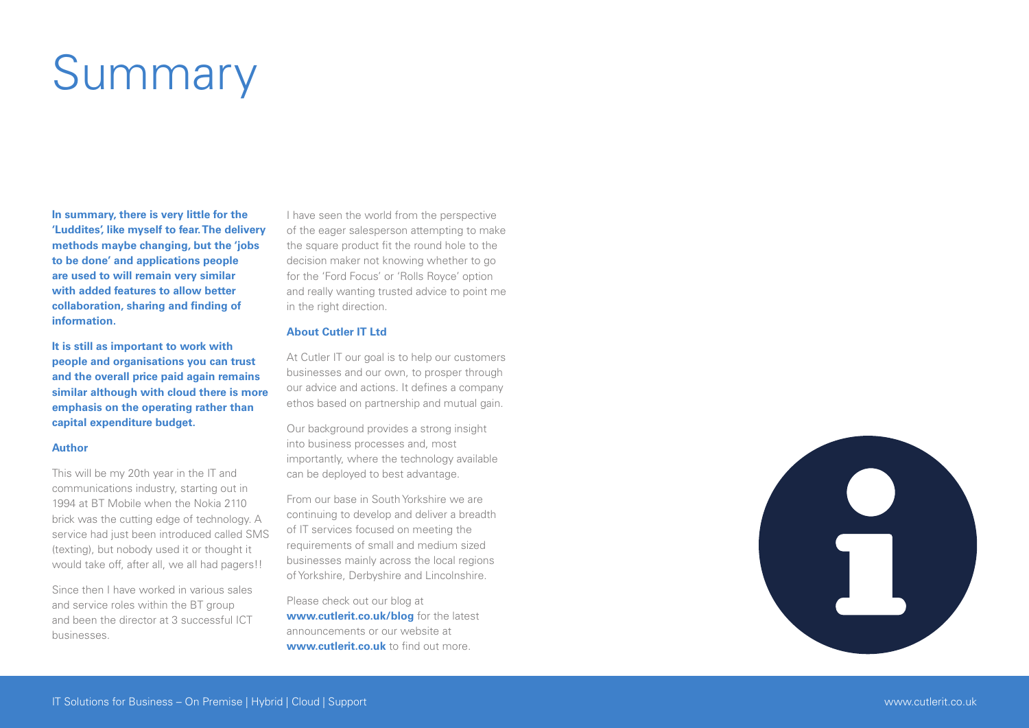# Summary

**In summary, there is very little for the 'Luddites', like myself to fear. The delivery methods maybe changing, but the 'jobs to be done' and applications people are used to will remain very similar with added features to allow better collaboration, sharing and finding of information.**

**It is still as important to work with people and organisations you can trust and the overall price paid again remains similar although with cloud there is more emphasis on the operating rather than capital expenditure budget.**

**Author**

This will be my 20th year in the IT and communications industry, starting out in 1994 at BT Mobile when the Nokia 2110 brick was the cutting edge of technology. A service had just been introduced called SMS (texting), but nobody used it or thought it would take off, after all, we all had pagers!!

Since then I have worked in various sales and service roles within the BT group and been the director at 3 successful ICT businesses.

I have seen the world from the perspective of the eager salesperson attempting to make the square product fit the round hole to the decision maker not knowing whether to go for the 'Ford Focus' or 'Rolls Royce' option and really wanting trusted advice to point me in the right direction.

**About Cutler IT Ltd**

At Cutler IT our goal is to help our customers businesses and our own, to prosper through our advice and actions. It defines a company ethos based on partnership and mutual gain.

Our background provides a strong insight into business processes and, most importantly, where the technology available can be deployed to best advantage.

From our base in South Yorkshire we are continuing to develop and deliver a breadth of IT services focused on meeting the requirements of small and medium sized businesses mainly across the local regions of Yorkshire, Derbyshire and Lincolnshire.

Please check out our blog at **www.cutlerit.co.uk/blog** for the latest announcements or our website at **www.cutlerit.co.uk** to find out more.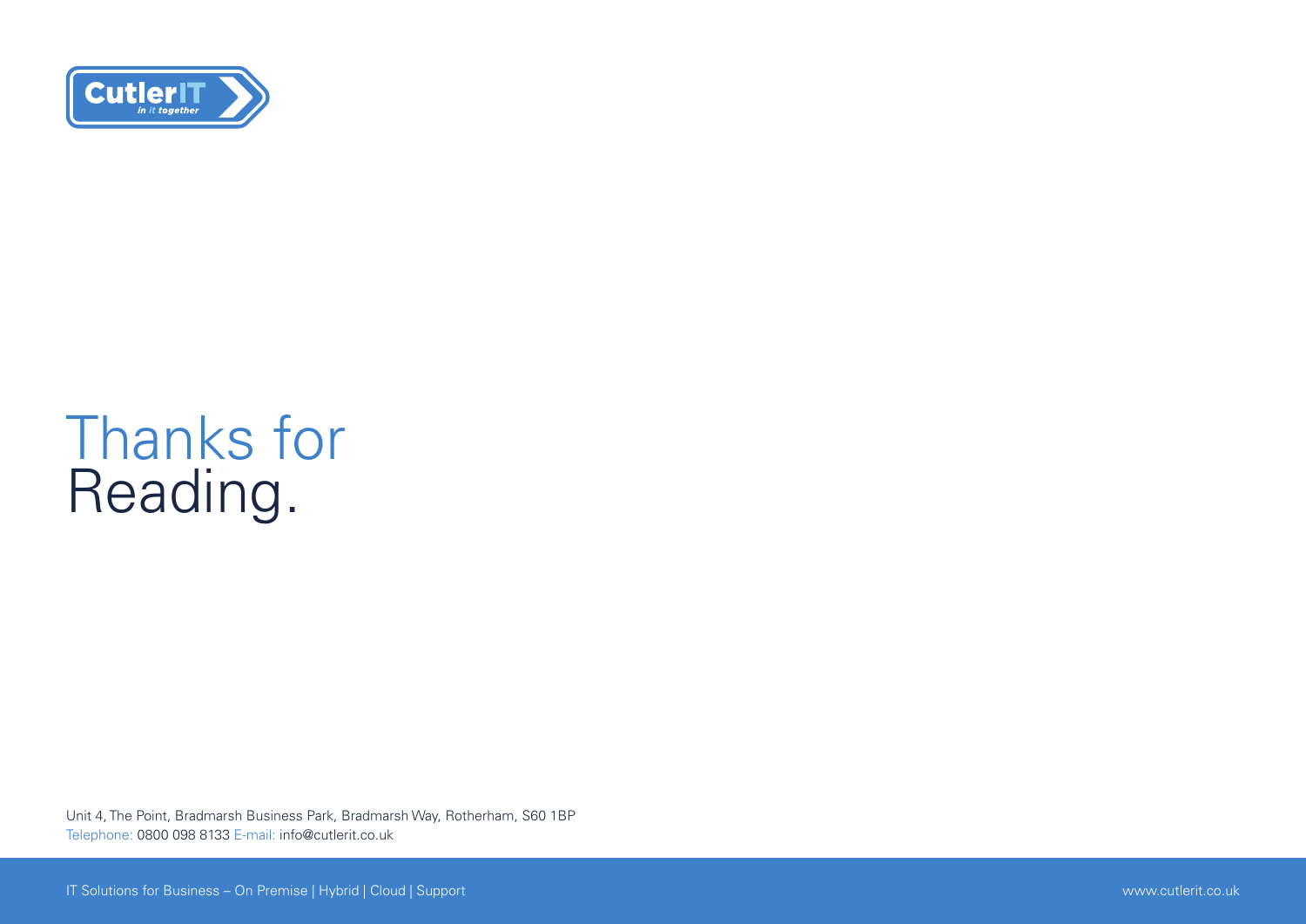CutlerIT
*in it together*

# Thanks for Reading.

Unit 4, The Point, Bradmarsh Business Park, Bradmarsh Way, Rotherham, S60 1BP
Telephone: 0800 098 8133 E-mail: info@cutlerit.co.uk

IT Solutions for Business – On Premise | Hybrid | Cloud | Support

www.cutlerit.co.uk